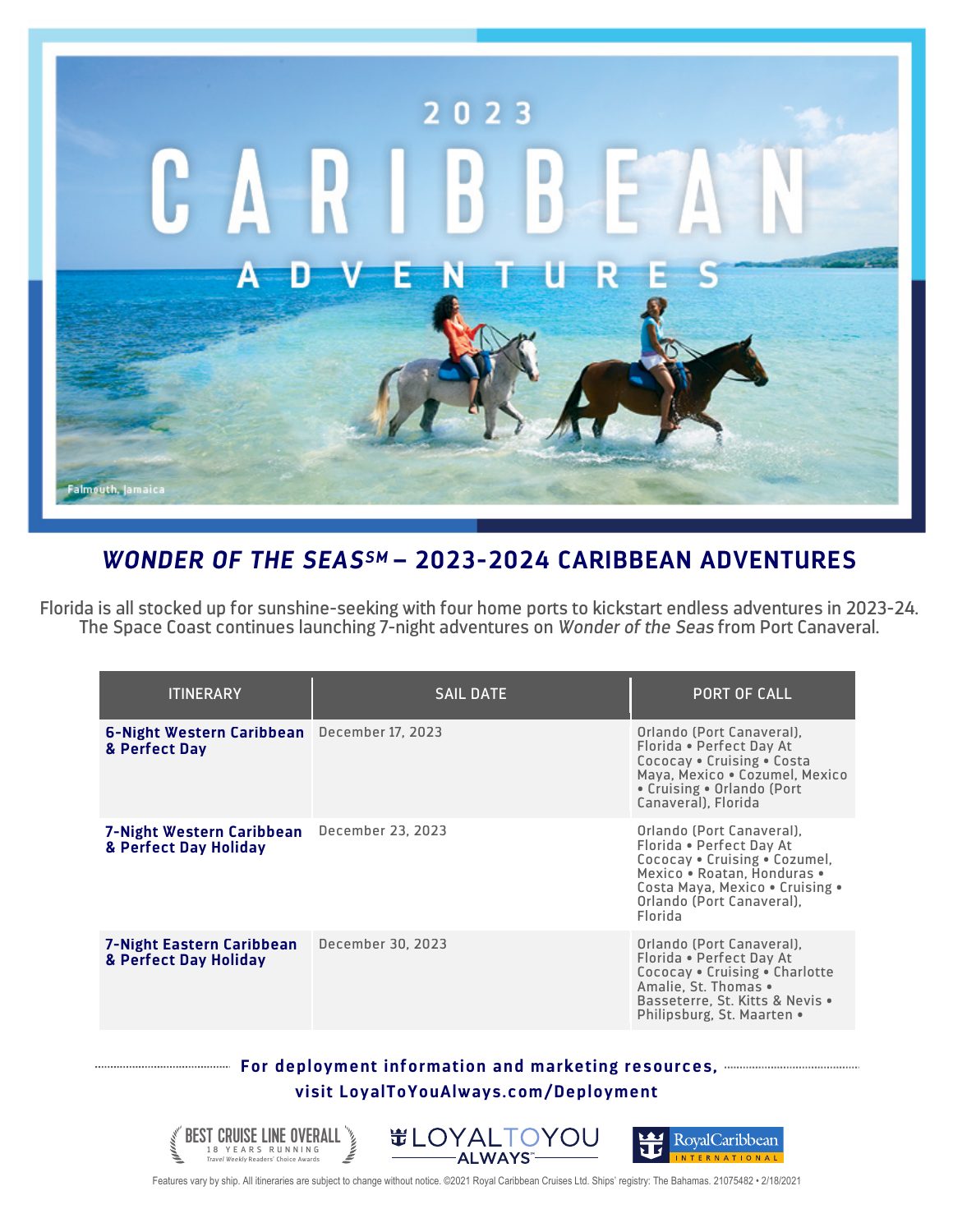# 2023 CARIBBEAN ADVENTURES

Falmouth, Jamaica

## *WONDER OF THE SEAS*SM – 2023-2024 CARIBBEAN ADVENTURES

Florida is all stocked up for sunshine-seeking with four home ports to kickstart endless adventures in 2023-24. The Space Coast continues launching 7-night adventures on *Wonder of the Seas* from Port Canaveral.

| ITINERARY | SAIL DATE | PORT OF CALL |
|---|---|---|
| **6-Night Western Caribbean & Perfect Day** | December 17, 2023 | Orlando (Port Canaveral), Florida • Perfect Day At Cococay • Cruising • Costa Maya, Mexico • Cozumel, Mexico • Cruising • Orlando (Port Canaveral), Florida |
| **7-Night Western Caribbean & Perfect Day Holiday** | December 23, 2023 | Orlando (Port Canaveral), Florida • Perfect Day At Cococay • Cruising • Cozumel, Mexico • Roatan, Honduras • Costa Maya, Mexico • Cruising • Orlando (Port Canaveral), Florida |
| **7-Night Eastern Caribbean & Perfect Day Holiday** | December 30, 2023 | Orlando (Port Canaveral), Florida • Perfect Day At Cococay • Cruising • Charlotte Amalie, St. Thomas • Basseterre, St. Kitts & Nevis • Philipsburg, St. Maarten • |

**For deployment information and marketing resources, visit LoyalToYouAlways.com/Deployment**

BEST CRUISE LINE OVERALL 18 YEARS RUNNING Travel Weekly Readers' Choice Awards

LOYALTOYOU ALWAYS

RoyalCaribbean INTERNATIONAL

Features vary by ship. All itineraries are subject to change without notice. ©2021 Royal Caribbean Cruises Ltd. Ships' registry: The Bahamas. 21075482 • 2/18/2021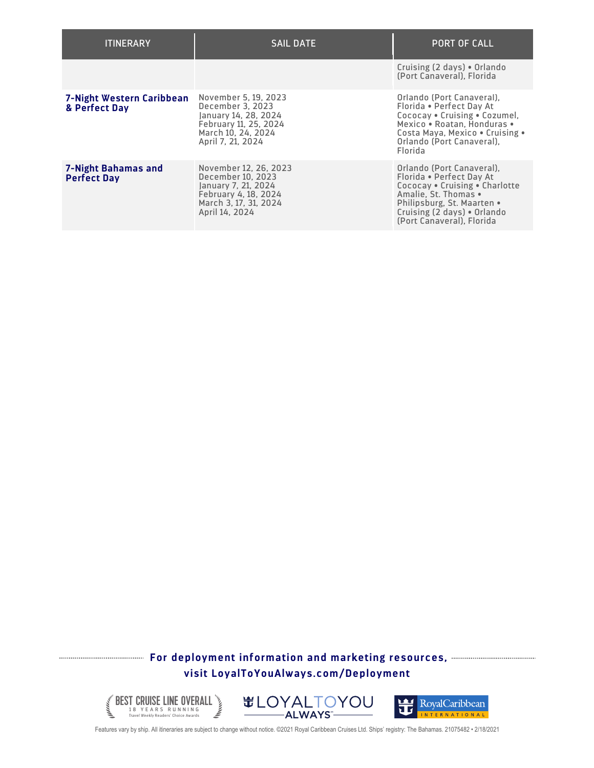| ITINERARY | SAIL DATE | PORT OF CALL |
|---|---|---|
| | | Cruising (2 days) • Orlando (Port Canaveral), Florida |
| **7-Night Western Caribbean & Perfect Day** | November 5, 19, 2023<br>December 3, 2023<br>January 14, 28, 2024<br>February 11, 25, 2024<br>March 10, 24, 2024<br>April 7, 21, 2024 | Orlando (Port Canaveral), Florida • Perfect Day At Cococay • Cruising • Cozumel, Mexico • Roatan, Honduras • Costa Maya, Mexico • Cruising • Orlando (Port Canaveral), Florida |
| **7-Night Bahamas and Perfect Day** | November 12, 26, 2023<br>December 10, 2023<br>January 7, 21, 2024<br>February 4, 18, 2024<br>March 3, 17, 31, 2024<br>April 14, 2024 | Orlando (Port Canaveral), Florida • Perfect Day At Cococay • Cruising • Charlotte Amalie, St. Thomas • Philipsburg, St. Maarten • Cruising (2 days) • Orlando (Port Canaveral), Florida |

**For deployment information and marketing resources, visit LoyalToYouAlways.com/Deployment**

BEST CRUISE LINE OVERALL
18 YEARS RUNNING
Travel Weekly Readers' Choice Awards

LOYALTOYOU ALWAYS

RoyalCaribbean INTERNATIONAL

Features vary by ship. All itineraries are subject to change without notice. ©2021 Royal Caribbean Cruises Ltd. Ships' registry: The Bahamas. 21075482 • 2/18/2021